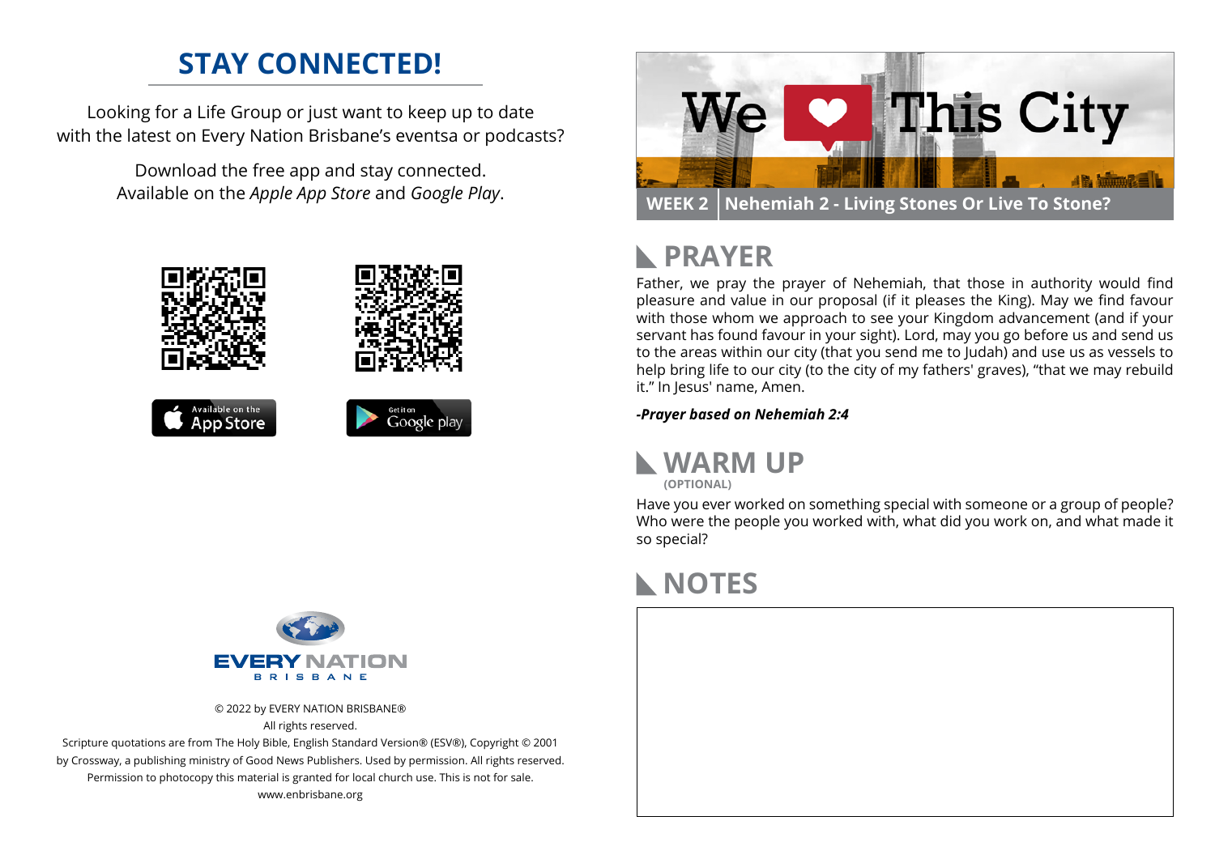## STAY CONNECTED!

Looking for a Life Group or just want to keep up to date with the latest on Every Nation Brisbane's eventsa or podcasts?

Download the free app and stay connected. Available on the *Apple App Store* and *Google Play*.

© 2022 by EVERY NATION BRISBANE®
All rights reserved.
Scripture quotations are from The Holy Bible, English Standard Version® (ESV®), Copyright © 2001 by Crossway, a publishing ministry of Good News Publishers. Used by permission. All rights reserved.
Permission to photocopy this material is granted for local church use. This is not for sale.
www.enbrisbane.org

# We ❤ This City

**WEEK 2** | **Nehemiah 2 - Living Stones Or Live To Stone?**

## PRAYER

Father, we pray the prayer of Nehemiah, that those in authority would find pleasure and value in our proposal (if it pleases the King). May we find favour with those whom we approach to see your Kingdom advancement (and if your servant has found favour in your sight). Lord, may you go before us and send us to the areas within our city (that you send me to Judah) and use us as vessels to help bring life to our city (to the city of my fathers' graves), "that we may rebuild it." In Jesus' name, Amen.

***-Prayer based on Nehemiah 2:4***

## WARM UP
**(OPTIONAL)**

Have you ever worked on something special with someone or a group of people? Who were the people you worked with, what did you work on, and what made it so special?

## NOTES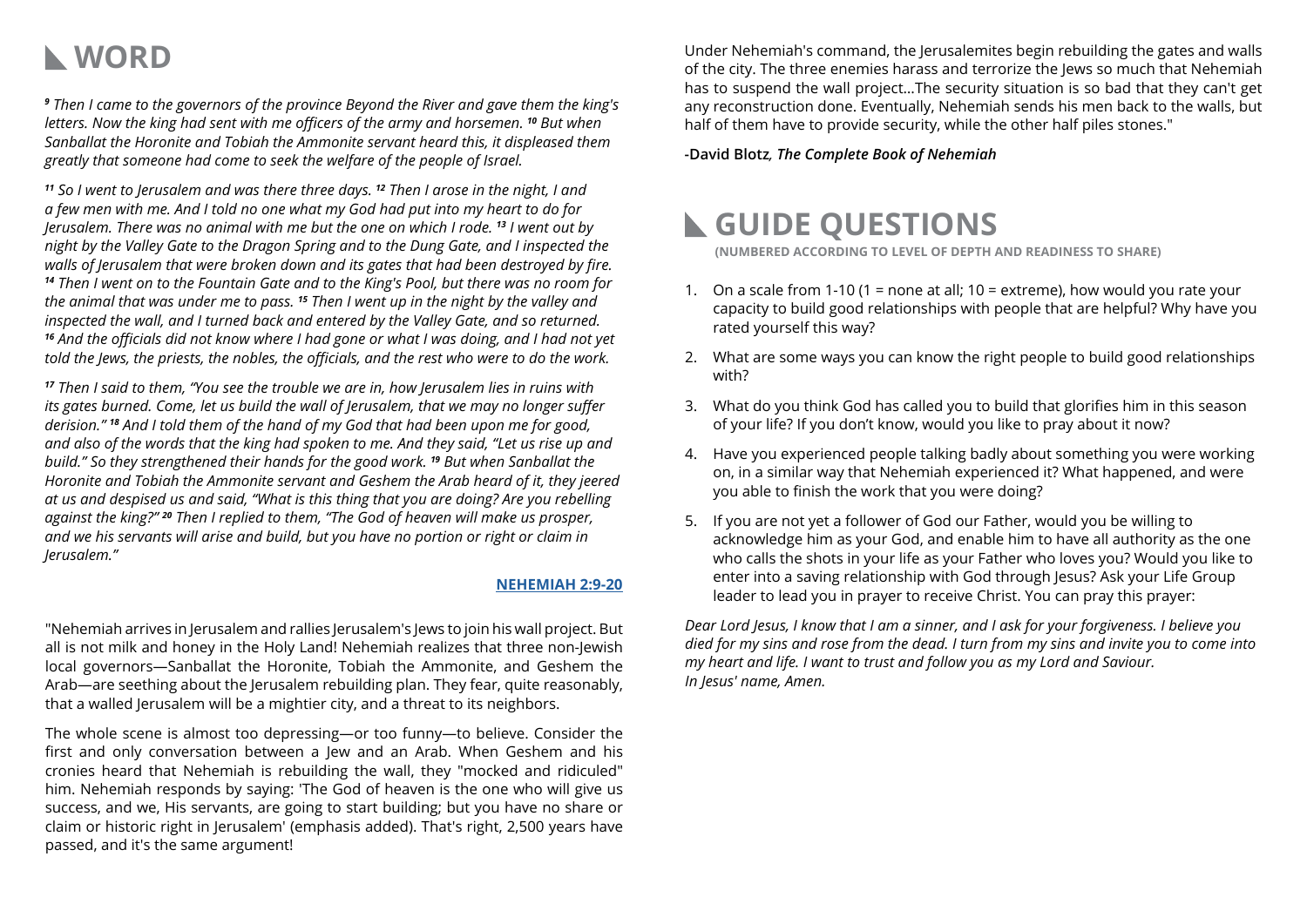## WORD

*[9] Then I came to the governors of the province Beyond the River and gave them the king's letters. Now the king had sent with me officers of the army and horsemen. [10] But when Sanballat the Horonite and Tobiah the Ammonite servant heard this, it displeased them greatly that someone had come to seek the welfare of the people of Israel.*

*[11] So I went to Jerusalem and was there three days. [12] Then I arose in the night, I and a few men with me. And I told no one what my God had put into my heart to do for Jerusalem. There was no animal with me but the one on which I rode. [13] I went out by night by the Valley Gate to the Dragon Spring and to the Dung Gate, and I inspected the walls of Jerusalem that were broken down and its gates that had been destroyed by fire. [14] Then I went on to the Fountain Gate and to the King's Pool, but there was no room for the animal that was under me to pass. [15] Then I went up in the night by the valley and inspected the wall, and I turned back and entered by the Valley Gate, and so returned. [16] And the officials did not know where I had gone or what I was doing, and I had not yet told the Jews, the priests, the nobles, the officials, and the rest who were to do the work.*

*[17] Then I said to them, "You see the trouble we are in, how Jerusalem lies in ruins with its gates burned. Come, let us build the wall of Jerusalem, that we may no longer suffer derision." [18] And I told them of the hand of my God that had been upon me for good, and also of the words that the king had spoken to me. And they said, "Let us rise up and build." So they strengthened their hands for the good work. [19] But when Sanballat the Horonite and Tobiah the Ammonite servant and Geshem the Arab heard of it, they jeered at us and despised us and said, "What is this thing that you are doing? Are you rebelling against the king?" [20] Then I replied to them, "The God of heaven will make us prosper, and we his servants will arise and build, but you have no portion or right or claim in Jerusalem."*

**NEHEMIAH 2:9-20**

"Nehemiah arrives in Jerusalem and rallies Jerusalem's Jews to join his wall project. But all is not milk and honey in the Holy Land! Nehemiah realizes that three non-Jewish local governors—Sanballat the Horonite, Tobiah the Ammonite, and Geshem the Arab—are seething about the Jerusalem rebuilding plan. They fear, quite reasonably, that a walled Jerusalem will be a mightier city, and a threat to its neighbors.

The whole scene is almost too depressing—or too funny—to believe. Consider the first and only conversation between a Jew and an Arab. When Geshem and his cronies heard that Nehemiah is rebuilding the wall, they "mocked and ridiculed" him. Nehemiah responds by saying: 'The God of heaven is the one who will give us success, and we, His servants, are going to start building; but you have no share or claim or historic right in Jerusalem' (emphasis added). That's right, 2,500 years have passed, and it's the same argument!

Under Nehemiah's command, the Jerusalemites begin rebuilding the gates and walls of the city. The three enemies harass and terrorize the Jews so much that Nehemiah has to suspend the wall project...The security situation is so bad that they can't get any reconstruction done. Eventually, Nehemiah sends his men back to the walls, but half of them have to provide security, while the other half piles stones."

**-David Blotz*, The Complete Book of Nehemiah***

## GUIDE QUESTIONS

**(NUMBERED ACCORDING TO LEVEL OF DEPTH AND READINESS TO SHARE)**

1. On a scale from 1-10 (1 = none at all; 10 = extreme), how would you rate your capacity to build good relationships with people that are helpful? Why have you rated yourself this way?
2. What are some ways you can know the right people to build good relationships with?
3. What do you think God has called you to build that glorifies him in this season of your life? If you don't know, would you like to pray about it now?
4. Have you experienced people talking badly about something you were working on, in a similar way that Nehemiah experienced it? What happened, and were you able to finish the work that you were doing?
5. If you are not yet a follower of God our Father, would you be willing to acknowledge him as your God, and enable him to have all authority as the one who calls the shots in your life as your Father who loves you? Would you like to enter into a saving relationship with God through Jesus? Ask your Life Group leader to lead you in prayer to receive Christ. You can pray this prayer:

*Dear Lord Jesus, I know that I am a sinner, and I ask for your forgiveness. I believe you died for my sins and rose from the dead. I turn from my sins and invite you to come into my heart and life. I want to trust and follow you as my Lord and Saviour.*
*In Jesus' name, Amen.*